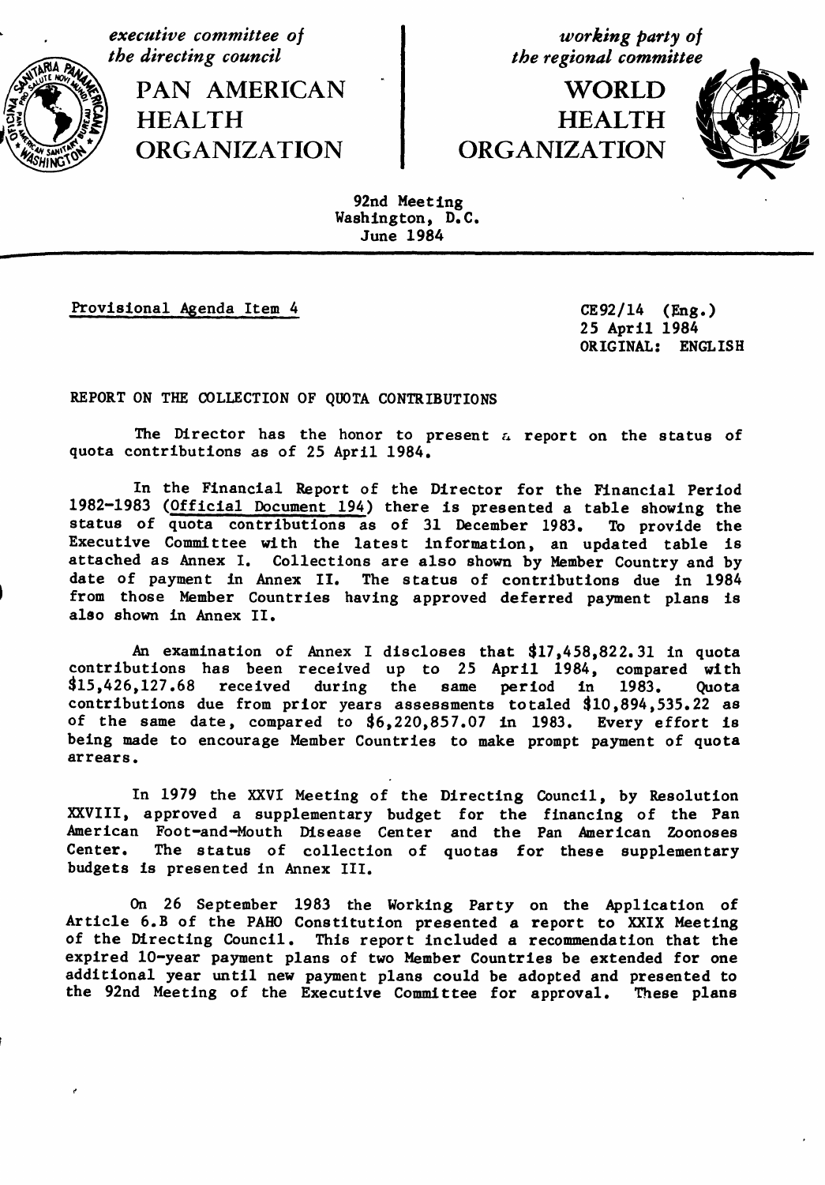*executive committee of the directing council*

**PAN AMERICAN HEALTH ORGANIZATION**

*working party of the regional committee*

**WORLD HEALTH ORGANIZATION**

92nd Meeting
Washington, D.C.
June 1984

Provisional Agenda Item 4

CE92/14 (Eng.)
25 April 1984
ORIGINAL: ENGLISH

REPORT ON THE COLLECTION OF QUOTA CONTRIBUTIONS

The Director has the honor to present a report on the status of quota contributions as of 25 April 1984.

In the Financial Report of the Director for the Financial Period 1982-1983 (Official Document 194) there is presented a table showing the status of quota contributions as of 31 December 1983. To provide the Executive Committee with the latest information, an updated table is attached as Annex I. Collections are also shown by Member Country and by date of payment in Annex II. The status of contributions due in 1984 from those Member Countries having approved deferred payment plans is also shown in Annex II.

An examination of Annex I discloses that $17,458,822.31 in quota contributions has been received up to 25 April 1984, compared with $15,426,127.68 received during the same period in 1983. Quota contributions due from prior years assessments totaled $10,894,535.22 as of the same date, compared to $6,220,857.07 in 1983. Every effort is being made to encourage Member Countries to make prompt payment of quota arrears.

In 1979 the XXVI Meeting of the Directing Council, by Resolution XXVIII, approved a supplementary budget for the financing of the Pan American Foot-and-Mouth Disease Center and the Pan American Zoonoses Center. The status of collection of quotas for these supplementary budgets is presented in Annex III.

On 26 September 1983 the Working Party on the Application of Article 6.B of the PAHO Constitution presented a report to XXIX Meeting of the Directing Council. This report included a recommendation that the expired 10-year payment plans of two Member Countries be extended for one additional year until new payment plans could be adopted and presented to the 92nd Meeting of the Executive Committee for approval. These plans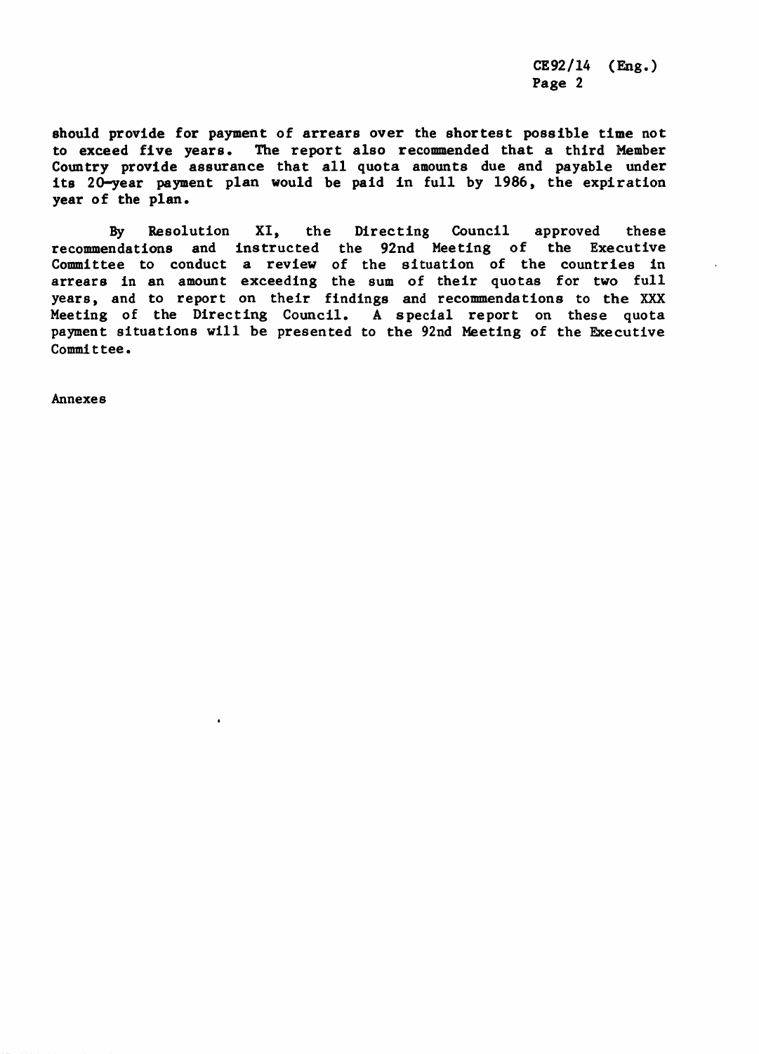should provide for payment of arrears over the shortest possible time not to exceed five years. The report also recommended that a third Member Country provide assurance that all quota amounts due and payable under its 20-year payment plan would be paid in full by 1986, the expiration year of the plan.

By Resolution XI, the Directing Council approved these recommendations and instructed the 92nd Meeting of the Executive Committee to conduct a review of the situation of the countries in arrears in an amount exceeding the sum of their quotas for two full years, and to report on their findings and recommendations to the XXX Meeting of the Directing Council. A special report on these quota payment situations will be presented to the 92nd Meeting of the Executive Committee.

Annexes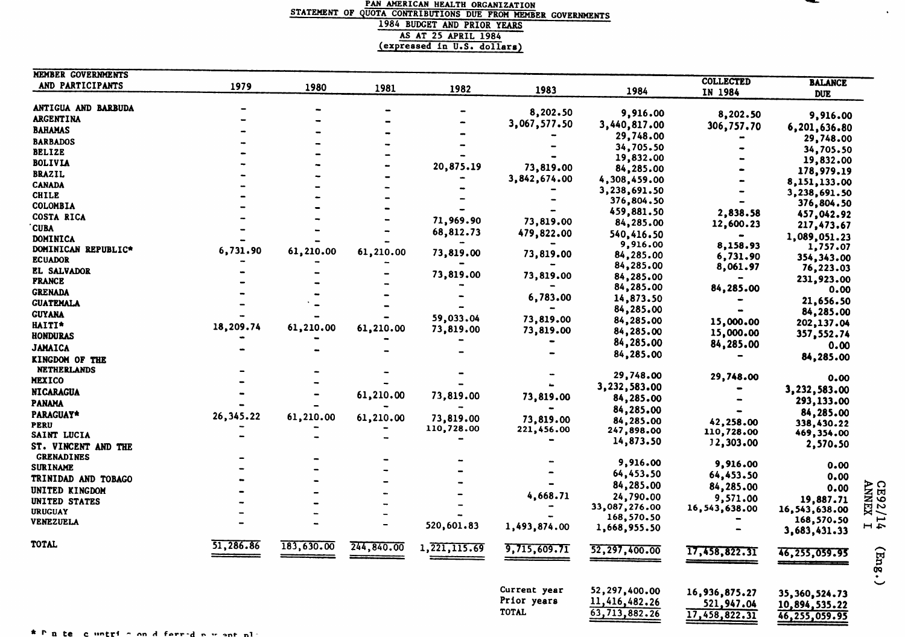PAN AMERICAN HEALTH ORGANIZATION
STATEMENT OF QUOTA CONTRIBUTIONS DUE FROM MEMBER GOVERNMENTS
1984 BUDGET AND PRIOR YEARS
AS AT 25 APRIL 1984
(expressed in U.S. dollars)

| MEMBER GOVERNMENTS AND PARTICIPANTS | 1979 | 1980 | 1981 | 1982 | 1983 | 1984 | COLLECTED IN 1984 | BALANCE DUE |
|---|---|---|---|---|---|---|---|---|
| ANTIGUA AND BARBUDA | - | - | - | - | 8,202.50 | 9,916.00 | 8,202.50 | 9,916.00 |
| ARGENTINA | - | - | - | - | 3,067,577.50 | 3,440,817.00 | 306,757.70 | 6,201,636.80 |
| BAHAMAS | - | - | - | - | - | 29,748.00 | - | 29,748.00 |
| BARBADOS | - | - | - | - | - | 34,705.50 | - | 34,705.50 |
| BELIZE | - | - | - | - | - | 19,832.00 | - | 19,832.00 |
| BOLIVIA | - | - | - | 20,875.19 | 73,819.00 | 84,285.00 | - | 178,979.19 |
| BRAZIL | - | - | - | - | 3,842,674.00 | 4,308,459.00 | - | 8,151,133.00 |
| CANADA | - | - | - | - | - | 3,238,691.50 | - | 3,238,691.50 |
| CHILE | - | - | - | - | - | 376,804.50 | - | 376,804.50 |
| COLOMBIA | - | - | - | - | - | 459,881.50 | 2,838.58 | 457,042.92 |
| COSTA RICA | - | - | - | 71,969.90 | 73,819.00 | 84,285.00 | 12,600.23 | 217,473.67 |
| CUBA | - | - | - | 68,812.73 | 479,822.00 | 540,416.50 | - | 1,089,051.23 |
| DOMINICA | - | - | - | - | - | 9,916.00 | 8,158.93 | 1,757.07 |
| DOMINICAN REPUBLIC* | 6,731.90 | 61,210.00 | 61,210.00 | 73,819.00 | 73,819.00 | 84,285.00 | 6,731.90 | 354,343.00 |
| ECUADOR | - | - | - | - | - | 84,285.00 | 8,061.97 | 76,223.03 |
| EL SALVADOR | - | - | - | 73,819.00 | 73,819.00 | 84,285.00 | - | 231,923.00 |
| FRANCE | - | - | - | - | - | 84,285.00 | 84,285.00 | 0.00 |
| GRENADA | - | - | - | - | 6,783.00 | 14,873.50 | - | 21,656.50 |
| GUATEMALA | - | - | - | - | - | 84,285.00 | - | 84,285.00 |
| GUYANA | - | - | - | 59,033.04 | 73,819.00 | 84,285.00 | 15,000.00 | 202,137.04 |
| HAITI* | 18,209.74 | 61,210.00 | 61,210.00 | 73,819.00 | 73,819.00 | 84,285.00 | 15,000.00 | 357,552.74 |
| HONDURAS | - | - | - | - | - | 84,285.00 | 84,285.00 | 0.00 |
| JAMAICA | - | - | - | - | - | 84,285.00 | - | 84,285.00 |
| KINGDOM OF THE NETHERLANDS | - | - | - | - | - | 29,748.00 | 29,748.00 | 0.00 |
| MEXICO | - | - | - | - | - | 3,232,583.00 | - | 3,232,583.00 |
| NICARAGUA | - | - | 61,210.00 | 73,819.00 | 73,819.00 | 84,285.00 | - | 293,133.00 |
| PANAMA | - | - | - | - | - | 84,285.00 | - | 84,285.00 |
| PARAGUAY* | 26,345.22 | 61,210.00 | 61,210.00 | 73,819.00 | 73,819.00 | 84,285.00 | 42,258.00 | 338,430.22 |
| PERU | - | - | - | 110,728.00 | 221,456.00 | 247,898.00 | 110,728.00 | 469,354.00 |
| SAINT LUCIA | - | - | - | - | - | 14,873.50 | 12,303.00 | 2,570.50 |
| ST. VINCENT AND THE GRENADINES | - | - | - | - | - | 9,916.00 | 9,916.00 | 0.00 |
| SURINAME | - | - | - | - | - | 64,453.50 | 64,453.50 | 0.00 |
| TRINIDAD AND TOBAGO | - | - | - | - | - | 84,285.00 | 84,285.00 | 0.00 |
| UNITED KINGDOM | - | - | - | - | 4,668.71 | 24,790.00 | 9,571.00 | 19,887.71 |
| UNITED STATES | - | - | - | - | - | 33,087,276.00 | 16,543,638.00 | 16,543,638.00 |
| URUGUAY | - | - | - | - | - | 168,570.50 | - | 168,570.50 |
| VENEZUELA | - | - | - | 520,601.83 | 1,493,874.00 | 1,668,955.50 | - | 3,683,431.33 |
| TOTAL | 51,286.86 | 183,630.00 | 244,840.00 | 1,221,115.69 | 9,715,609.71 | 52,297,400.00 | 17,458,822.31 | 46,255,059.95 |

| | 1984 | COLLECTED IN 1984 | BALANCE DUE |
|---|---|---|---|
| Current year | 52,297,400.00 | 16,936,875.27 | 35,360,524.73 |
| Prior years | 11,416,482.26 | 521,947.04 | 10,894,535.22 |
| TOTAL | 63,713,882.26 | 17,458,822.31 | 46,255,059.95 |

* Denotes countries on deferred payment plan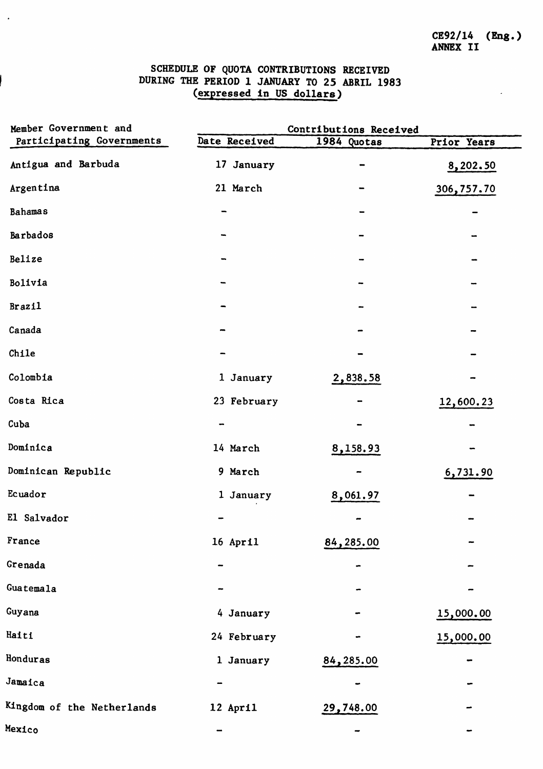CE92/14 (Eng.)
ANNEX II

SCHEDULE OF QUOTA CONTRIBUTIONS RECEIVED
DURING THE PERIOD 1 JANUARY TO 25 ABRIL 1983
(expressed in US dollars)

| Member Government and Participating Governments | Contributions Received | | |
|---|---|---|---|
| | Date Received | 1984 Quotas | Prior Years |
| Antigua and Barbuda | 17 January | - | 8,202.50 |
| Argentina | 21 March | - | 306,757.70 |
| Bahamas | - | - | - |
| Barbados | - | - | - |
| Belize | - | - | - |
| Bolivia | - | - | - |
| Brazil | - | - | - |
| Canada | - | - | - |
| Chile | - | - | - |
| Colombia | 1 January | 2,838.58 | - |
| Costa Rica | 23 February | - | 12,600.23 |
| Cuba | - | - | - |
| Dominica | 14 March | 8,158.93 | - |
| Dominican Republic | 9 March | - | 6,731.90 |
| Ecuador | 1 January | 8,061.97 | - |
| El Salvador | - | - | - |
| France | 16 April | 84,285.00 | - |
| Grenada | - | - | - |
| Guatemala | - | - | - |
| Guyana | 4 January | - | 15,000.00 |
| Haiti | 24 February | - | 15,000.00 |
| Honduras | 1 January | 84,285.00 | - |
| Jamaica | - | - | - |
| Kingdom of the Netherlands | 12 April | 29,748.00 | - |
| Mexico | - | - | - |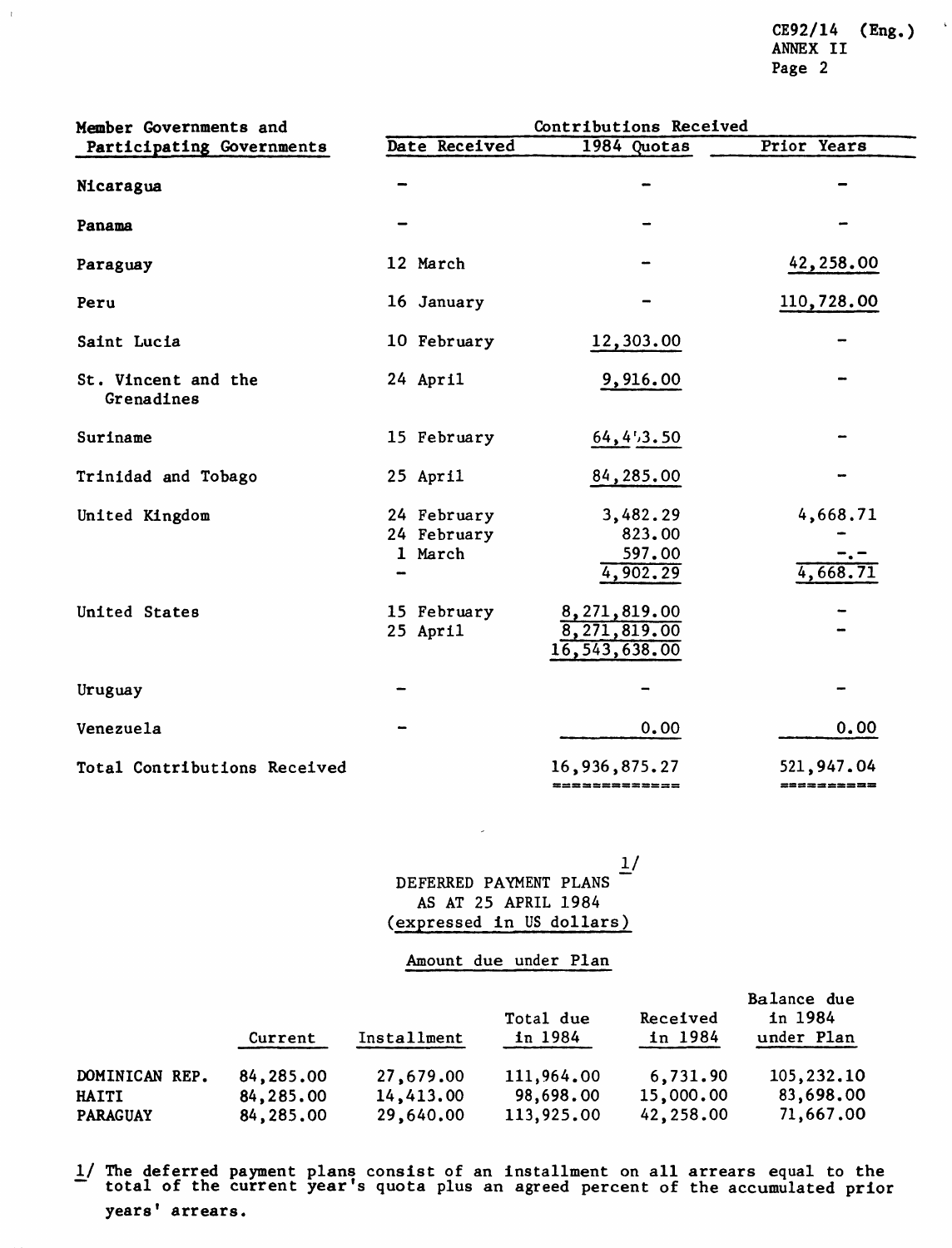| Member Governments and Participating Governments | Contributions Received | | |
|---|---|---|---|
| | Date Received | 1984 Quotas | Prior Years |
| Nicaragua | - | - | - |
| Panama | - | - | - |
| Paraguay | 12 March | - | 42,258.00 |
| Peru | 16 January | - | 110,728.00 |
| Saint Lucia | 10 February | 12,303.00 | - |
| St. Vincent and the Grenadines | 24 April | 9,916.00 | - |
| Suriname | 15 February | 64,4'3.50 | - |
| Trinidad and Tobago | 25 April | 84,285.00 | - |
| United Kingdom | 24 February | 3,482.29 | 4,668.71 |
| | 24 February | 823.00 | - |
| | 1 March | 597.00 | -.- |
| | - | 4,902.29 | 4,668.71 |
| United States | 15 February | 8,271,819.00 | - |
| | 25 April | 8,271,819.00 | - |
| | | 16,543,638.00 | |
| Uruguay | - | - | - |
| Venezuela | - | 0.00 | 0.00 |
| Total Contributions Received | | 16,936,875.27 | 521,947.04 |

DEFERRED PAYMENT PLANS [1/]
AS AT 25 APRIL 1984
(expressed in US dollars)

Amount due under Plan

| | Current | Installment | Total due in 1984 | Received in 1984 | Balance due in 1984 under Plan |
|---|---|---|---|---|---|
| DOMINICAN REP. | 84,285.00 | 27,679.00 | 111,964.00 | 6,731.90 | 105,232.10 |
| HAITI | 84,285.00 | 14,413.00 | 98,698.00 | 15,000.00 | 83,698.00 |
| PARAGUAY | 84,285.00 | 29,640.00 | 113,925.00 | 42,258.00 | 71,667.00 |

1/ The deferred payment plans consist of an installment on all arrears equal to the total of the current year's quota plus an agreed percent of the accumulated prior years' arrears.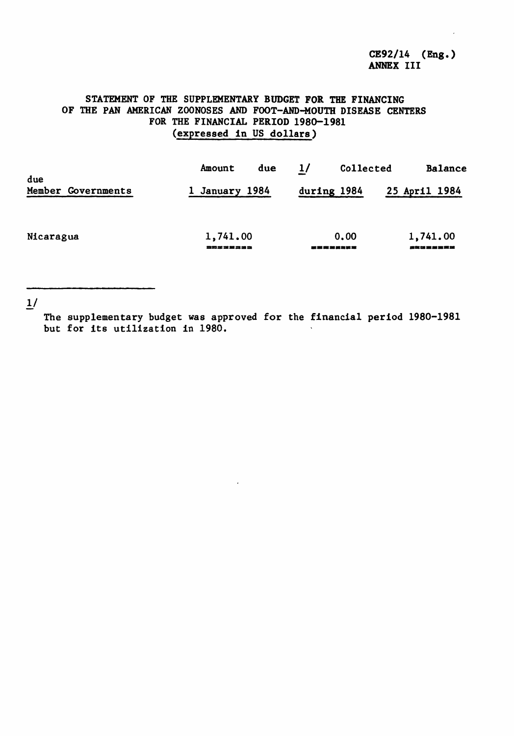CE92/14 (Eng.)
ANNEX III

# STATEMENT OF THE SUPPLEMENTARY BUDGET FOR THE FINANCING OF THE PAN AMERICAN ZOONOSES AND FOOT-AND-MOUTH DISEASE CENTERS FOR THE FINANCIAL PERIOD 1980-1981 (expressed in US dollars)

| Member Governments | Amount due 1/ 1 January 1984 | Collected during 1984 | Balance due 25 April 1984 |
|---|---|---|---|
| Nicaragua | 1,741.00 | 0.00 | 1,741.00 |

1/ The supplementary budget was approved for the financial period 1980-1981 but for its utilization in 1980.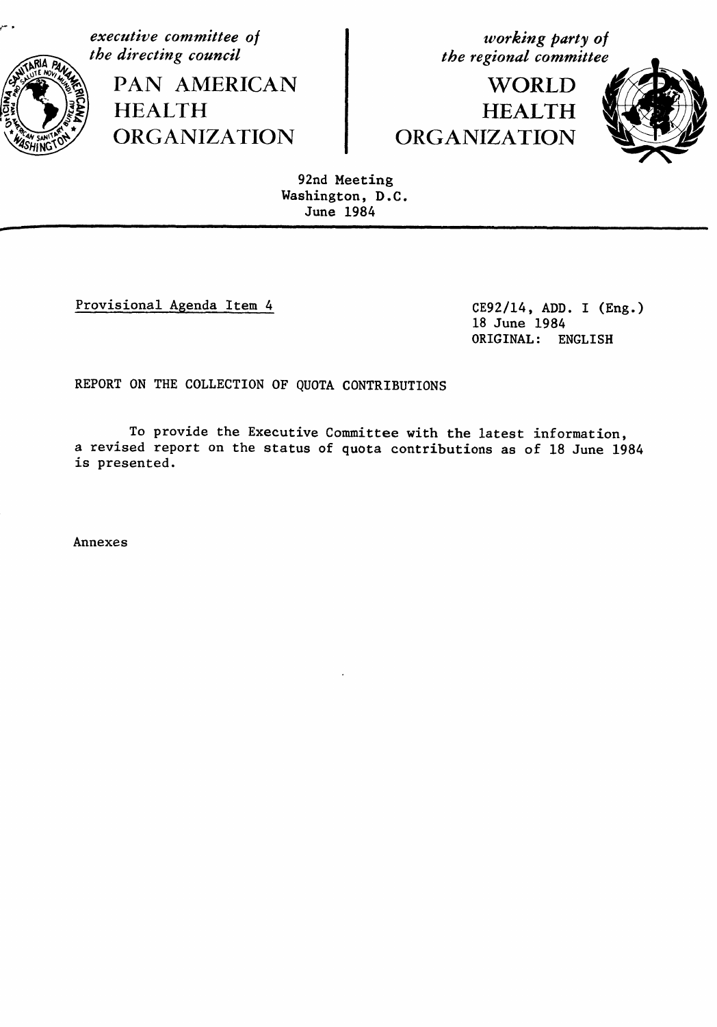*executive committee of the directing council*

PAN AMERICAN HEALTH ORGANIZATION

*working party of the regional committee*

WORLD HEALTH ORGANIZATION

92nd Meeting
Washington, D.C.
June 1984

Provisional Agenda Item 4

CE92/14, ADD. I (Eng.)
18 June 1984
ORIGINAL: ENGLISH

REPORT ON THE COLLECTION OF QUOTA CONTRIBUTIONS

To provide the Executive Committee with the latest information, a revised report on the status of quota contributions as of 18 June 1984 is presented.

Annexes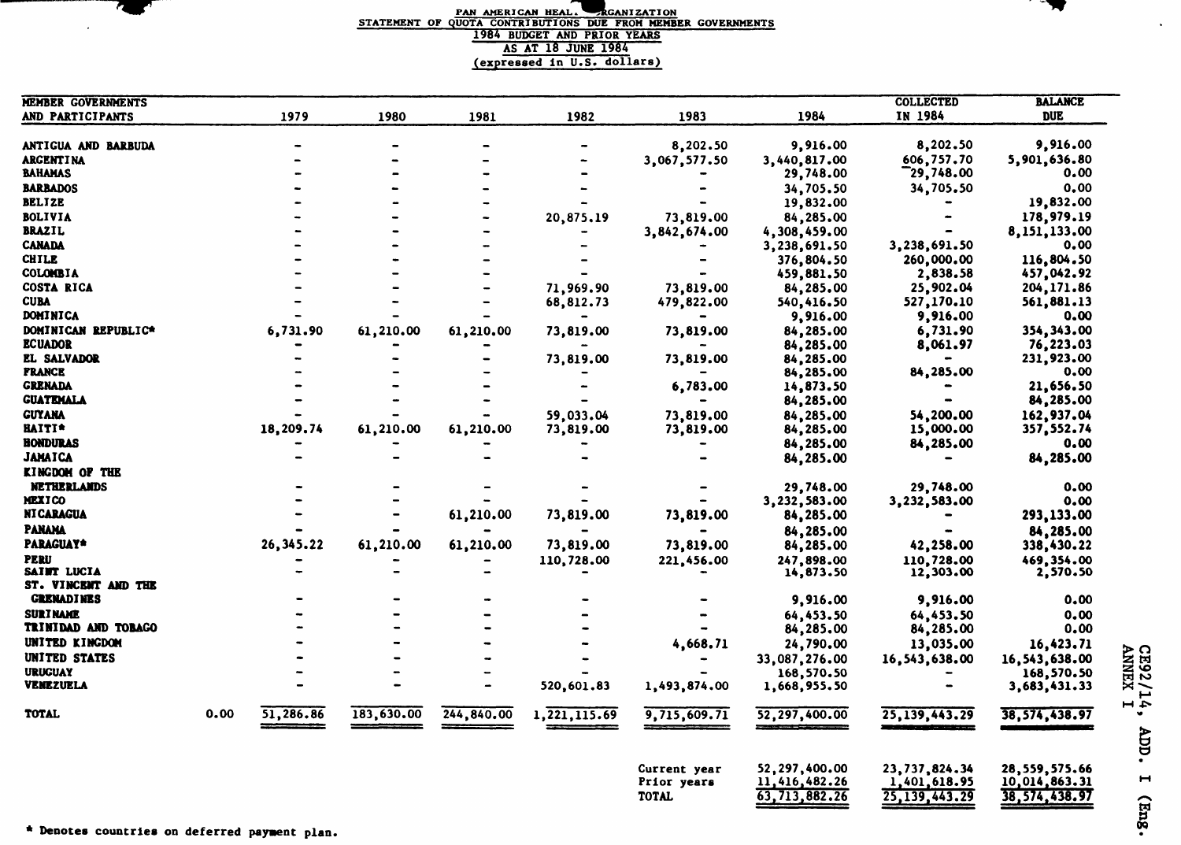PAN AMERICAN HEALTH ORGANIZATION
STATEMENT OF QUOTA CONTRIBUTIONS DUE FROM MEMBER GOVERNMENTS
1984 BUDGET AND PRIOR YEARS
AS AT 18 JUNE 1984
(expressed in U.S. dollars)

| MEMBER GOVERNMENTS AND PARTICIPANTS | | 1979 | 1980 | 1981 | 1982 | 1983 | 1984 | COLLECTED IN 1984 | BALANCE DUE |
|---|---|---|---|---|---|---|---|---|---|
| ANTIGUA AND BARBUDA | | - | - | - | - | 8,202.50 | 9,916.00 | 8,202.50 | 9,916.00 |
| ARGENTINA | | - | - | - | - | 3,067,577.50 | 3,440,817.00 | 606,757.70 | 5,901,636.80 |
| BAHAMAS | | - | - | - | - | - | 29,748.00 | 29,748.00 | 0.00 |
| BARBADOS | | - | - | - | - | - | 34,705.50 | 34,705.50 | 0.00 |
| BELIZE | | - | - | - | - | - | 19,832.00 | - | 19,832.00 |
| BOLIVIA | | - | - | - | 20,875.19 | 73,819.00 | 84,285.00 | - | 178,979.19 |
| BRAZIL | | - | - | - | - | 3,842,674.00 | 4,308,459.00 | - | 8,151,133.00 |
| CANADA | | - | - | - | - | - | 3,238,691.50 | 3,238,691.50 | 0.00 |
| CHILE | | - | - | - | - | - | 376,804.50 | 260,000.00 | 116,804.50 |
| COLOMBIA | | - | - | - | - | - | 459,881.50 | 2,838.58 | 457,042.92 |
| COSTA RICA | | - | - | - | 71,969.90 | 73,819.00 | 84,285.00 | 25,902.04 | 204,171.86 |
| CUBA | | - | - | - | 68,812.73 | 479,822.00 | 540,416.50 | 527,170.10 | 561,881.13 |
| DOMINICA | | - | - | - | - | - | 9,916.00 | 9,916.00 | 0.00 |
| DOMINICAN REPUBLIC* | | 6,731.90 | 61,210.00 | 61,210.00 | 73,819.00 | 73,819.00 | 84,285.00 | 6,731.90 | 354,343.00 |
| ECUADOR | | - | - | - | - | - | 84,285.00 | 8,061.97 | 76,223.03 |
| EL SALVADOR | | - | - | - | 73,819.00 | 73,819.00 | 84,285.00 | - | 231,923.00 |
| FRANCE | | - | - | - | - | - | 84,285.00 | 84,285.00 | 0.00 |
| GRENADA | | - | - | - | - | 6,783.00 | 14,873.50 | - | 21,656.50 |
| GUATEMALA | | - | - | - | - | - | 84,285.00 | - | 84,285.00 |
| GUYANA | | - | - | - | 59,033.04 | 73,819.00 | 84,285.00 | 54,200.00 | 162,937.04 |
| HAITI* | | 18,209.74 | 61,210.00 | 61,210.00 | 73,819.00 | 73,819.00 | 84,285.00 | 15,000.00 | 357,552.74 |
| HONDURAS | | - | - | - | - | - | 84,285.00 | 84,285.00 | 0.00 |
| JAMAICA | | - | - | - | - | - | 84,285.00 | - | 84,285.00 |
| KINGDOM OF THE NETHERLANDS | | - | - | - | - | - | 29,748.00 | 29,748.00 | 0.00 |
| MEXICO | | - | - | - | - | - | 3,232,583.00 | 3,232,583.00 | 0.00 |
| NICARAGUA | | - | - | 61,210.00 | 73,819.00 | 73,819.00 | 84,285.00 | - | 293,133.00 |
| PANAMA | | - | - | - | - | - | 84,285.00 | - | 84,285.00 |
| PARAGUAY* | | 26,345.22 | 61,210.00 | 61,210.00 | 73,819.00 | 73,819.00 | 84,285.00 | 42,258.00 | 338,430.22 |
| PERU | | - | - | - | 110,728.00 | 221,456.00 | 247,898.00 | 110,728.00 | 469,354.00 |
| SAINT LUCIA | | - | - | - | - | - | 14,873.50 | 12,303.00 | 2,570.50 |
| ST. VINCENT AND THE GRENADINES | | - | - | - | - | - | 9,916.00 | 9,916.00 | 0.00 |
| SURINAME | | - | - | - | - | - | 64,453.50 | 64,453.50 | 0.00 |
| TRINIDAD AND TOBAGO | | - | - | - | - | - | 84,285.00 | 84,285.00 | 0.00 |
| UNITED KINGDOM | | - | - | - | - | 4,668.71 | 24,790.00 | 13,035.00 | 16,423.71 |
| UNITED STATES | | - | - | - | - | - | 33,087,276.00 | 16,543,638.00 | 16,543,638.00 |
| URUGUAY | | - | - | - | - | - | 168,570.50 | - | 168,570.50 |
| VENEZUELA | | - | - | - | 520,601.83 | 1,493,874.00 | 1,668,955.50 | - | 3,683,431.33 |
| TOTAL | 0.00 | 51,286.86 | 183,630.00 | 244,840.00 | 1,221,115.69 | 9,715,609.71 | 52,297,400.00 | 25,139,443.29 | 38,574,438.97 |

| | 1984 | COLLECTED IN 1984 | BALANCE DUE |
|---|---|---|---|
| Current year | 52,297,400.00 | 23,737,824.34 | 28,559,575.66 |
| Prior years | 11,416,482.26 | 1,401,618.95 | 10,014,863.31 |
| TOTAL | 63,713,882.26 | 25,139,443.29 | 38,574,438.97 |

* Denotes countries on deferred payment plan.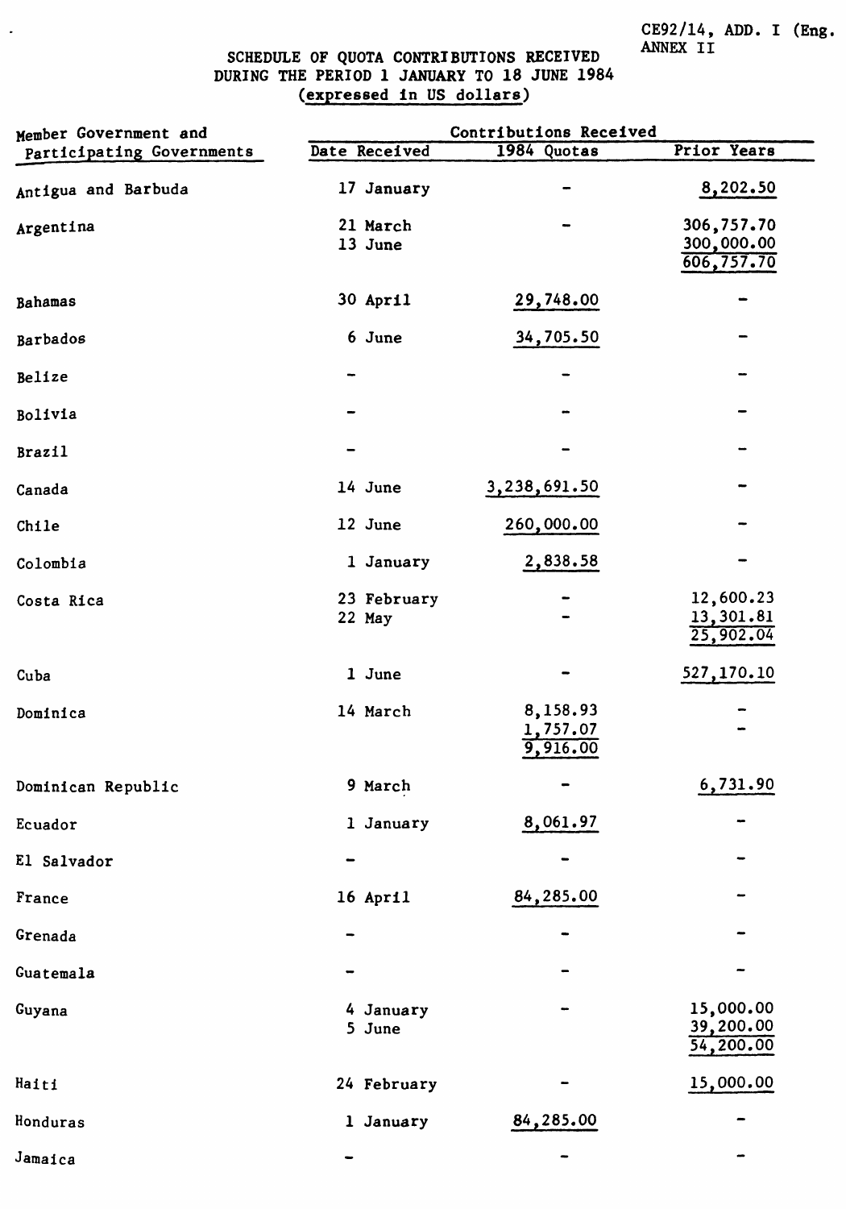CE92/14, ADD. I (Eng.
ANNEX II

# SCHEDULE OF QUOTA CONTRIBUTIONS RECEIVED DURING THE PERIOD 1 JANUARY TO 18 JUNE 1984
(expressed in US dollars)

| Member Government and Participating Governments | Contributions Received | | |
|---|---|---|---|
| | Date Received | 1984 Quotas | Prior Years |
| Antigua and Barbuda | 17 January | - | 8,202.50 |
| Argentina | 21 March | - | 306,757.70 |
| | 13 June | | 300,000.00 |
| | | | 606,757.70 |
| Bahamas | 30 April | 29,748.00 | - |
| Barbados | 6 June | 34,705.50 | - |
| Belize | - | - | - |
| Bolivia | - | - | - |
| Brazil | - | - | - |
| Canada | 14 June | 3,238,691.50 | - |
| Chile | 12 June | 260,000.00 | - |
| Colombia | 1 January | 2,838.58 | - |
| Costa Rica | 23 February | - | 12,600.23 |
| | 22 May | - | 13,301.81 |
| | | | 25,902.04 |
| Cuba | 1 June | - | 527,170.10 |
| Dominica | 14 March | 8,158.93 | - |
| | | 1,757.07 | - |
| | | 9,916.00 | |
| Dominican Republic | 9 March | - | 6,731.90 |
| Ecuador | 1 January | 8,061.97 | - |
| El Salvador | - | - | - |
| France | 16 April | 84,285.00 | - |
| Grenada | - | - | - |
| Guatemala | - | - | - |
| Guyana | 4 January | - | 15,000.00 |
| | 5 June | | 39,200.00 |
| | | | 54,200.00 |
| Haiti | 24 February | - | 15,000.00 |
| Honduras | 1 January | 84,285.00 | - |
| Jamaica | - | - | - |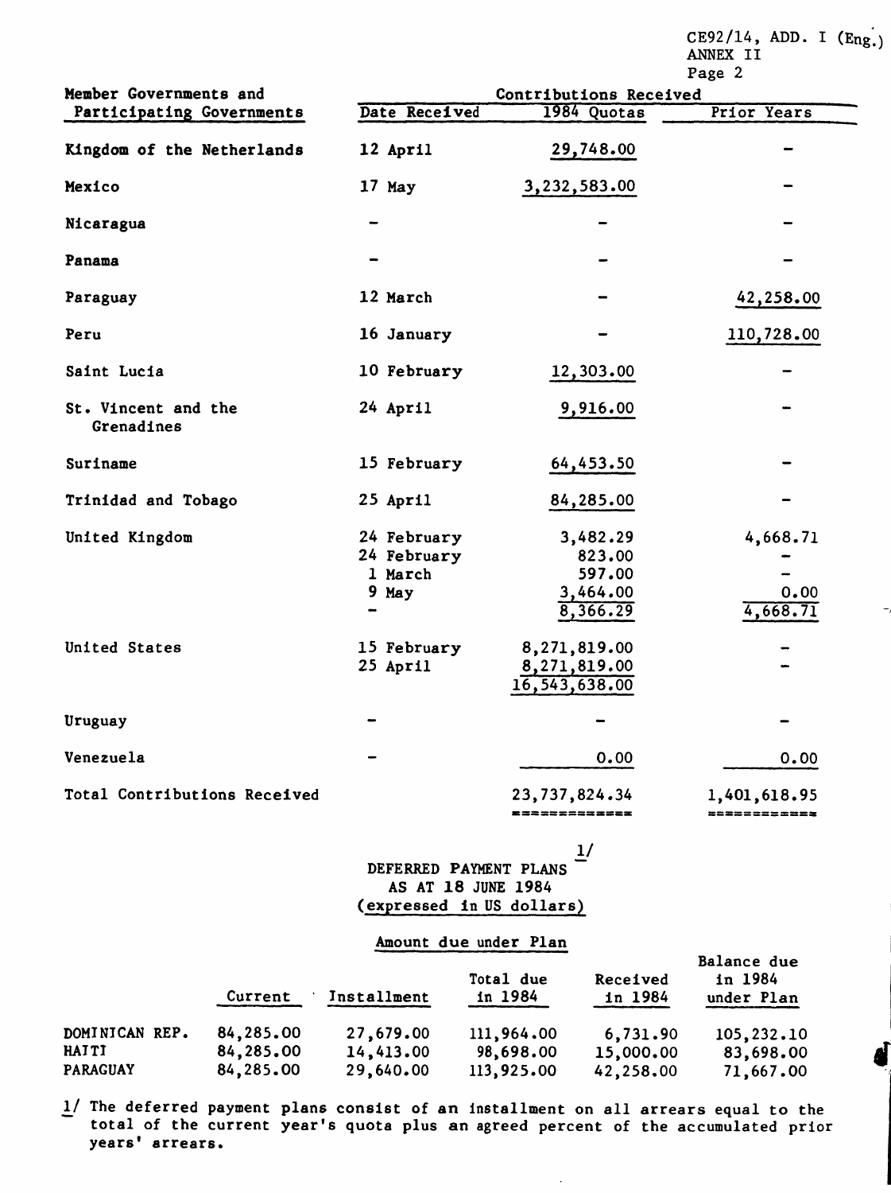| Member Governments and Participating Governments | Contributions Received | | |
|---|---|---|---|
| | Date Received | 1984 Quotas | Prior Years |
| Kingdom of the Netherlands | 12 April | 29,748.00 | - |
| Mexico | 17 May | 3,232,583.00 | - |
| Nicaragua | - | - | - |
| Panama | - | - | - |
| Paraguay | 12 March | - | 42,258.00 |
| Peru | 16 January | - | 110,728.00 |
| Saint Lucia | 10 February | 12,303.00 | - |
| St. Vincent and the Grenadines | 24 April | 9,916.00 | - |
| Suriname | 15 February | 64,453.50 | - |
| Trinidad and Tobago | 25 April | 84,285.00 | - |
| United Kingdom | 24 February | 3,482.29 | 4,668.71 |
| | 24 February | 823.00 | - |
| | 1 March | 597.00 | - |
| | 9 May | 3,464.00 | 0.00 |
| | - | 8,366.29 | 4,668.71 |
| United States | 15 February | 8,271,819.00 | - |
| | 25 April | 8,271,819.00 | - |
| | | 16,543,638.00 | |
| Uruguay | - | - | - |
| Venezuela | - | 0.00 | 0.00 |
| Total Contributions Received | | 23,737,824.34 | 1,401,618.95 |

## DEFERRED PAYMENT PLANS [1/]
## AS AT 18 JUNE 1984
## (expressed in US dollars)

| | Amount due under Plan | | | | |
|---|---|---|---|---|---|
| | Current | Installment | Total due in 1984 | Received in 1984 | Balance due in 1984 under Plan |
| DOMINICAN REP. | 84,285.00 | 27,679.00 | 111,964.00 | 6,731.90 | 105,232.10 |
| HAITI | 84,285.00 | 14,413.00 | 98,698.00 | 15,000.00 | 83,698.00 |
| PARAGUAY | 84,285.00 | 29,640.00 | 113,925.00 | 42,258.00 | 71,667.00 |

1/ The deferred payment plans consist of an installment on all arrears equal to the total of the current year's quota plus an agreed percent of the accumulated prior years' arrears.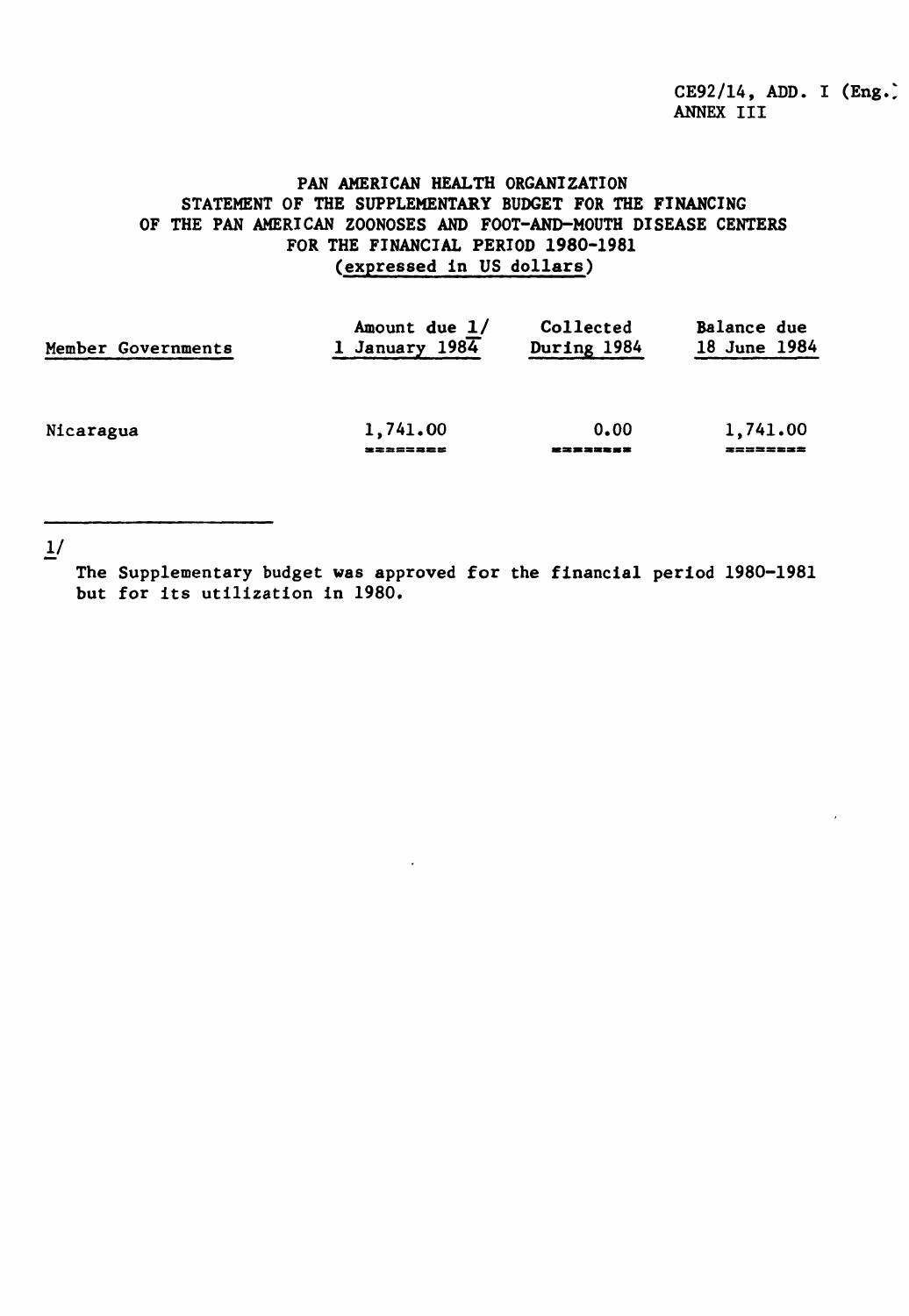CE92/14, ADD. I (Eng.)
ANNEX III

# PAN AMERICAN HEALTH ORGANIZATION
## STATEMENT OF THE SUPPLEMENTARY BUDGET FOR THE FINANCING OF THE PAN AMERICAN ZOONOSES AND FOOT-AND-MOUTH DISEASE CENTERS FOR THE FINANCIAL PERIOD 1980-1981
(expressed in US dollars)

| Member Governments | Amount due 1/ 1 January 1984 | Collected During 1984 | Balance due 18 June 1984 |
|---|---|---|---|
| Nicaragua | 1,741.00 | 0.00 | 1,741.00 |

1/ The Supplementary budget was approved for the financial period 1980-1981 but for its utilization in 1980.